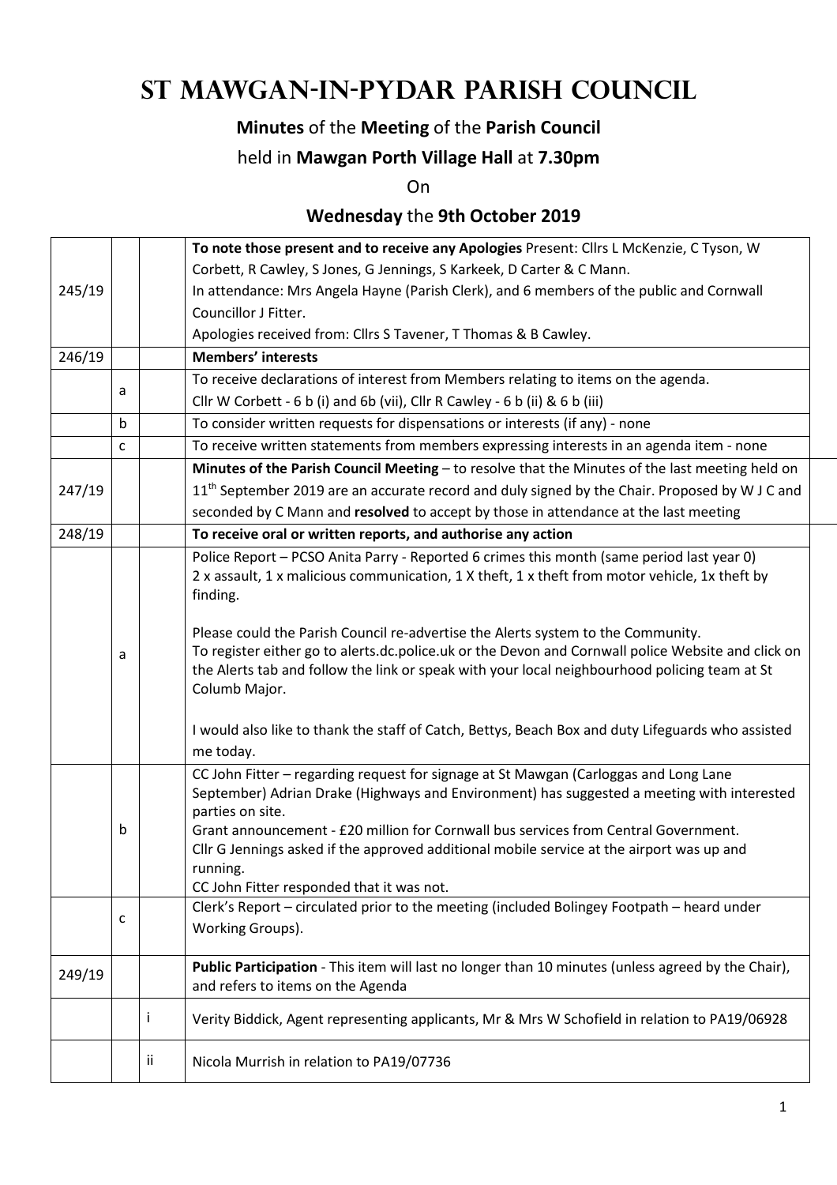# St Mawgan-in-Pydar Parish Council

**Minutes** of the **Meeting** of the **Parish Council**

held in **Mawgan Porth Village Hall** at **7.30pm**

On

**Wednesday** the **9th October 2019**

| | | | |
|---|---|---|---|
| 245/19 | | | **To note those present and to receive any Apologies** Present: Cllrs L McKenzie, C Tyson, W Corbett, R Cawley, S Jones, G Jennings, S Karkeek, D Carter & C Mann.<br>In attendance: Mrs Angela Hayne (Parish Clerk), and 6 members of the public and Cornwall Councillor J Fitter.<br>Apologies received from: Cllrs S Tavener, T Thomas & B Cawley. |
| 246/19 | | | **Members' interests** |
| | a | | To receive declarations of interest from Members relating to items on the agenda.<br>Cllr W Corbett - 6 b (i) and 6b (vii), Cllr R Cawley - 6 b (ii) & 6 b (iii) |
| | b | | To consider written requests for dispensations or interests (if any) - none |
| | c | | To receive written statements from members expressing interests in an agenda item - none |
| 247/19 | | | **Minutes of the Parish Council Meeting** – to resolve that the Minutes of the last meeting held on 11th September 2019 are an accurate record and duly signed by the Chair. Proposed by W J C and seconded by C Mann and **resolved** to accept by those in attendance at the last meeting |
| 248/19 | | | **To receive oral or written reports, and authorise any action** |
| | a | | Police Report – PCSO Anita Parry - Reported 6 crimes this month (same period last year 0)<br>2 x assault, 1 x malicious communication, 1 X theft, 1 x theft from motor vehicle, 1x theft by finding.<br><br>Please could the Parish Council re-advertise the Alerts system to the Community.<br>To register either go to alerts.dc.police.uk or the Devon and Cornwall police Website and click on the Alerts tab and follow the link or speak with your local neighbourhood policing team at St Columb Major.<br><br>I would also like to thank the staff of Catch, Bettys, Beach Box and duty Lifeguards who assisted me today. |
| | b | | CC John Fitter – regarding request for signage at St Mawgan (Carloggas and Long Lane September) Adrian Drake (Highways and Environment) has suggested a meeting with interested parties on site.<br>Grant announcement - £20 million for Cornwall bus services from Central Government.<br>Cllr G Jennings asked if the approved additional mobile service at the airport was up and running.<br>CC John Fitter responded that it was not. |
| | c | | Clerk's Report – circulated prior to the meeting (included Bolingey Footpath – heard under Working Groups). |
| 249/19 | | | **Public Participation** - This item will last no longer than 10 minutes (unless agreed by the Chair), and refers to items on the Agenda |
| | | i | Verity Biddick, Agent representing applicants, Mr & Mrs W Schofield in relation to PA19/06928 |
| | | ii | Nicola Murrish in relation to PA19/07736 |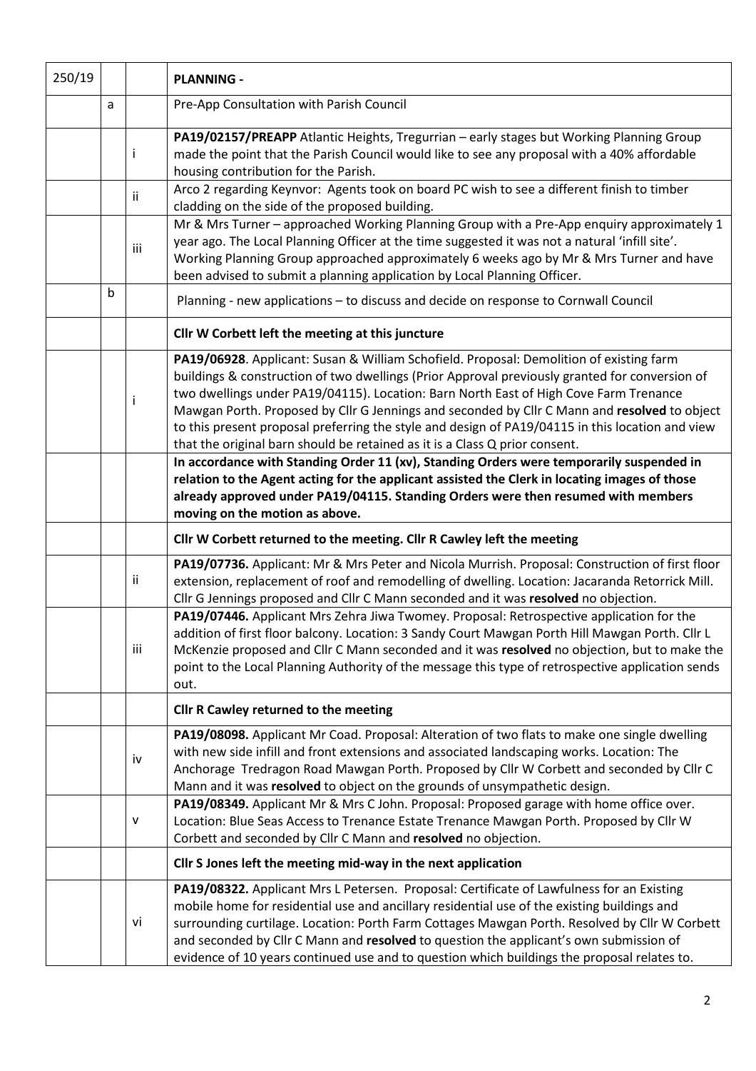| 250/19 | | | **PLANNING -** |
|---|---|---|---|
| | a | | Pre-App Consultation with Parish Council |
| | | i | **PA19/02157/PREAPP** Atlantic Heights, Tregurrian – early stages but Working Planning Group made the point that the Parish Council would like to see any proposal with a 40% affordable housing contribution for the Parish. |
| | | ii | Arco 2 regarding Keynvor: Agents took on board PC wish to see a different finish to timber cladding on the side of the proposed building. |
| | | iii | Mr & Mrs Turner – approached Working Planning Group with a Pre-App enquiry approximately 1 year ago. The Local Planning Officer at the time suggested it was not a natural 'infill site'. Working Planning Group approached approximately 6 weeks ago by Mr & Mrs Turner and have been advised to submit a planning application by Local Planning Officer. |
| | b | | Planning - new applications – to discuss and decide on response to Cornwall Council |
| | | | **Cllr W Corbett left the meeting at this juncture** |
| | | i | **PA19/06928**. Applicant: Susan & William Schofield. Proposal: Demolition of existing farm buildings & construction of two dwellings (Prior Approval previously granted for conversion of two dwellings under PA19/04115). Location: Barn North East of High Cove Farm Trenance Mawgan Porth. Proposed by Cllr G Jennings and seconded by Cllr C Mann and **resolved** to object to this present proposal preferring the style and design of PA19/04115 in this location and view that the original barn should be retained as it is a Class Q prior consent. |
| | | | **In accordance with Standing Order 11 (xv), Standing Orders were temporarily suspended in relation to the Agent acting for the applicant assisted the Clerk in locating images of those already approved under PA19/04115. Standing Orders were then resumed with members moving on the motion as above.** |
| | | | **Cllr W Corbett returned to the meeting. Cllr R Cawley left the meeting** |
| | | ii | **PA19/07736.** Applicant: Mr & Mrs Peter and Nicola Murrish. Proposal: Construction of first floor extension, replacement of roof and remodelling of dwelling. Location: Jacaranda Retorrick Mill. Cllr G Jennings proposed and Cllr C Mann seconded and it was **resolved** no objection. |
| | | iii | **PA19/07446.** Applicant Mrs Zehra Jiwa Twomey. Proposal: Retrospective application for the addition of first floor balcony. Location: 3 Sandy Court Mawgan Porth Hill Mawgan Porth. Cllr L McKenzie proposed and Cllr C Mann seconded and it was **resolved** no objection, but to make the point to the Local Planning Authority of the message this type of retrospective application sends out. |
| | | | **Cllr R Cawley returned to the meeting** |
| | | iv | **PA19/08098.** Applicant Mr Coad. Proposal: Alteration of two flats to make one single dwelling with new side infill and front extensions and associated landscaping works. Location: The Anchorage Tredragon Road Mawgan Porth. Proposed by Cllr W Corbett and seconded by Cllr C Mann and it was **resolved** to object on the grounds of unsympathetic design. |
| | | v | **PA19/08349.** Applicant: Mr & Mrs C John. Proposal: Proposed garage with home office over. Location: Blue Seas Access to Trenance Estate Trenance Mawgan Porth. Proposed by Cllr W Corbett and seconded by Cllr C Mann and **resolved** no objection. |
| | | | **Cllr S Jones left the meeting mid-way in the next application** |
| | | vi | **PA19/08322.** Applicant Mrs L Petersen. Proposal: Certificate of Lawfulness for an Existing mobile home for residential use and ancillary residential use of the existing buildings and surrounding curtilage. Location: Porth Farm Cottages Mawgan Porth. Resolved by Cllr W Corbett and seconded by Cllr C Mann and **resolved** to question the applicant's own submission of evidence of 10 years continued use and to question which buildings the proposal relates to. |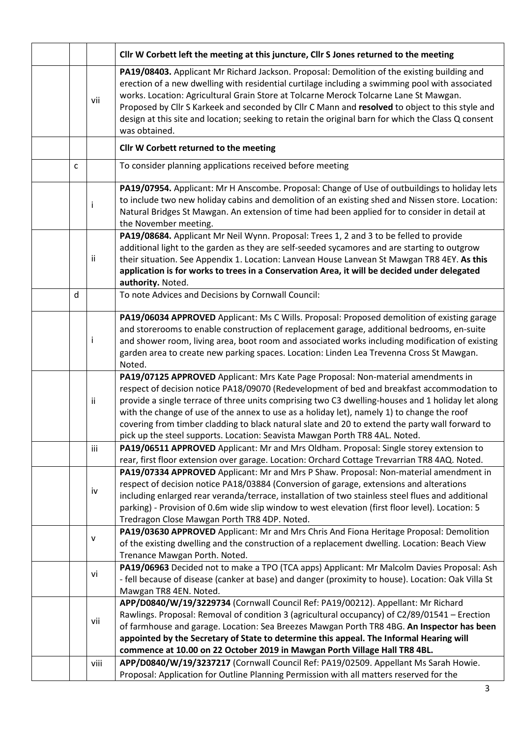|  |  |  |  |
|---|---|---|---|
|  |  |  | **Cllr W Corbett left the meeting at this juncture, Cllr S Jones returned to the meeting** |
|  |  | vii | **PA19/08403.** Applicant Mr Richard Jackson. Proposal: Demolition of the existing building and erection of a new dwelling with residential curtilage including a swimming pool with associated works. Location: Agricultural Grain Store at Tolcarne Merock Tolcarne Lane St Mawgan. Proposed by Cllr S Karkeek and seconded by Cllr C Mann and **resolved** to object to this style and design at this site and location; seeking to retain the original barn for which the Class Q consent was obtained. |
|  |  |  | **Cllr W Corbett returned to the meeting** |
|  | c |  | To consider planning applications received before meeting |
|  |  | i | **PA19/07954.** Applicant: Mr H Anscombe. Proposal: Change of Use of outbuildings to holiday lets to include two new holiday cabins and demolition of an existing shed and Nissen store. Location: Natural Bridges St Mawgan. An extension of time had been applied for to consider in detail at the November meeting. |
|  |  | ii | **PA19/08684.** Applicant Mr Neil Wynn. Proposal: Trees 1, 2 and 3 to be felled to provide additional light to the garden as they are self-seeded sycamores and are starting to outgrow their situation. See Appendix 1. Location: Lanvean House Lanvean St Mawgan TR8 4EY. **As this application is for works to trees in a Conservation Area, it will be decided under delegated authority.** Noted. |
|  | d |  | To note Advices and Decisions by Cornwall Council: |
|  |  | i | **PA19/06034 APPROVED** Applicant: Ms C Wills. Proposal: Proposed demolition of existing garage and storerooms to enable construction of replacement garage, additional bedrooms, en-suite and shower room, living area, boot room and associated works including modification of existing garden area to create new parking spaces. Location: Linden Lea Trevenna Cross St Mawgan. Noted. |
|  |  | ii | **PA19/07125 APPROVED** Applicant: Mrs Kate Page Proposal: Non-material amendments in respect of decision notice PA18/09070 (Redevelopment of bed and breakfast accommodation to provide a single terrace of three units comprising two C3 dwelling-houses and 1 holiday let along with the change of use of the annex to use as a holiday let), namely 1) to change the roof covering from timber cladding to black natural slate and 20 to extend the party wall forward to pick up the steel supports. Location: Seavista Mawgan Porth TR8 4AL. Noted. |
|  |  | iii | **PA19/06511 APPROVED** Applicant: Mr and Mrs Oldham. Proposal: Single storey extension to rear, first floor extension over garage. Location: Orchard Cottage Trevarrian TR8 4AQ. Noted. |
|  |  | iv | **PA19/07334 APPROVED** Applicant: Mr and Mrs P Shaw. Proposal: Non-material amendment in respect of decision notice PA18/03884 (Conversion of garage, extensions and alterations including enlarged rear veranda/terrace, installation of two stainless steel flues and additional parking) - Provision of 0.6m wide slip window to west elevation (first floor level). Location: 5 Tredragon Close Mawgan Porth TR8 4DP. Noted. |
|  |  | v | **PA19/03630 APPROVED** Applicant: Mr and Mrs Chris And Fiona Heritage Proposal: Demolition of the existing dwelling and the construction of a replacement dwelling. Location: Beach View Trenance Mawgan Porth. Noted. |
|  |  | vi | **PA19/06963** Decided not to make a TPO (TCA apps) Applicant: Mr Malcolm Davies Proposal: Ash - fell because of disease (canker at base) and danger (proximity to house). Location: Oak Villa St Mawgan TR8 4EN. Noted. |
|  |  | vii | **APP/D0840/W/19/3229734** (Cornwall Council Ref: PA19/00212). Appellant: Mr Richard Rawlings. Proposal: Removal of condition 3 (agricultural occupancy) of C2/89/01541 – Erection of farmhouse and garage. Location: Sea Breezes Mawgan Porth TR8 4BG. **An Inspector has been appointed by the Secretary of State to determine this appeal. The Informal Hearing will commence at 10.00 on 22 October 2019 in Mawgan Porth Village Hall TR8 4BL.** |
|  |  | viii | **APP/D0840/W/19/3237217** (Cornwall Council Ref: PA19/02509. Appellant Ms Sarah Howie. Proposal: Application for Outline Planning Permission with all matters reserved for the |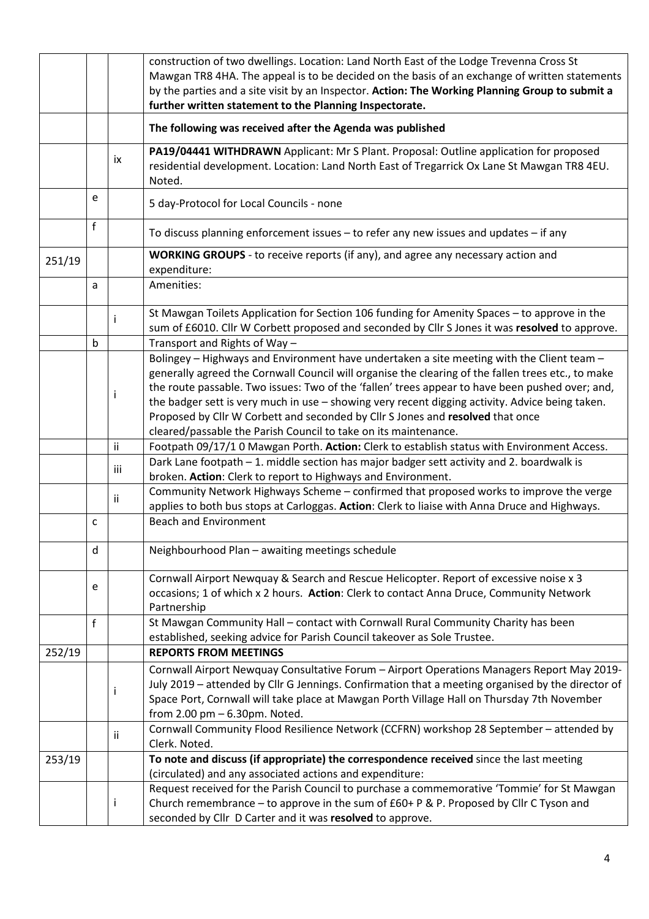| | | | |
|---|---|---|---|
| | | | construction of two dwellings. Location: Land North East of the Lodge Trevenna Cross St Mawgan TR8 4HA. The appeal is to be decided on the basis of an exchange of written statements by the parties and a site visit by an Inspector. **Action: The Working Planning Group to submit a further written statement to the Planning Inspectorate.** |
| | | | **The following was received after the Agenda was published** |
| | | ix | **PA19/04441 WITHDRAWN** Applicant: Mr S Plant. Proposal: Outline application for proposed residential development. Location: Land North East of Tregarrick Ox Lane St Mawgan TR8 4EU. Noted. |
| | e | | 5 day-Protocol for Local Councils - none |
| | f | | To discuss planning enforcement issues – to refer any new issues and updates – if any |
| 251/19 | | | **WORKING GROUPS** - to receive reports (if any), and agree any necessary action and expenditure: |
| | a | | Amenities: |
| | | i | St Mawgan Toilets Application for Section 106 funding for Amenity Spaces – to approve in the sum of £6010. Cllr W Corbett proposed and seconded by Cllr S Jones it was **resolved** to approve. |
| | b | | Transport and Rights of Way – |
| | | i | Bolingey – Highways and Environment have undertaken a site meeting with the Client team – generally agreed the Cornwall Council will organise the clearing of the fallen trees etc., to make the route passable. Two issues: Two of the 'fallen' trees appear to have been pushed over; and, the badger sett is very much in use – showing very recent digging activity. Advice being taken. Proposed by Cllr W Corbett and seconded by Cllr S Jones and **resolved** that once cleared/passable the Parish Council to take on its maintenance. |
| | | ii | Footpath 09/17/1 0 Mawgan Porth. **Action:** Clerk to establish status with Environment Access. |
| | | iii | Dark Lane footpath – 1. middle section has major badger sett activity and 2. boardwalk is broken. **Action**: Clerk to report to Highways and Environment. |
| | | ii | Community Network Highways Scheme – confirmed that proposed works to improve the verge applies to both bus stops at Carloggas. **Action**: Clerk to liaise with Anna Druce and Highways. |
| | c | | Beach and Environment |
| | d | | Neighbourhood Plan – awaiting meetings schedule |
| | e | | Cornwall Airport Newquay & Search and Rescue Helicopter. Report of excessive noise x 3 occasions; 1 of which x 2 hours. **Action**: Clerk to contact Anna Druce, Community Network Partnership |
| | f | | St Mawgan Community Hall – contact with Cornwall Rural Community Charity has been established, seeking advice for Parish Council takeover as Sole Trustee. |
| 252/19 | | | **REPORTS FROM MEETINGS** |
| | | i | Cornwall Airport Newquay Consultative Forum – Airport Operations Managers Report May 2019-July 2019 – attended by Cllr G Jennings. Confirmation that a meeting organised by the director of Space Port, Cornwall will take place at Mawgan Porth Village Hall on Thursday 7th November from 2.00 pm – 6.30pm. Noted. |
| | | ii | Cornwall Community Flood Resilience Network (CCFRN) workshop 28 September – attended by Clerk. Noted. |
| 253/19 | | | **To note and discuss (if appropriate) the correspondence received** since the last meeting (circulated) and any associated actions and expenditure: |
| | | i | Request received for the Parish Council to purchase a commemorative 'Tommie' for St Mawgan Church remembrance – to approve in the sum of £60+ P & P. Proposed by Cllr C Tyson and seconded by Cllr D Carter and it was **resolved** to approve. |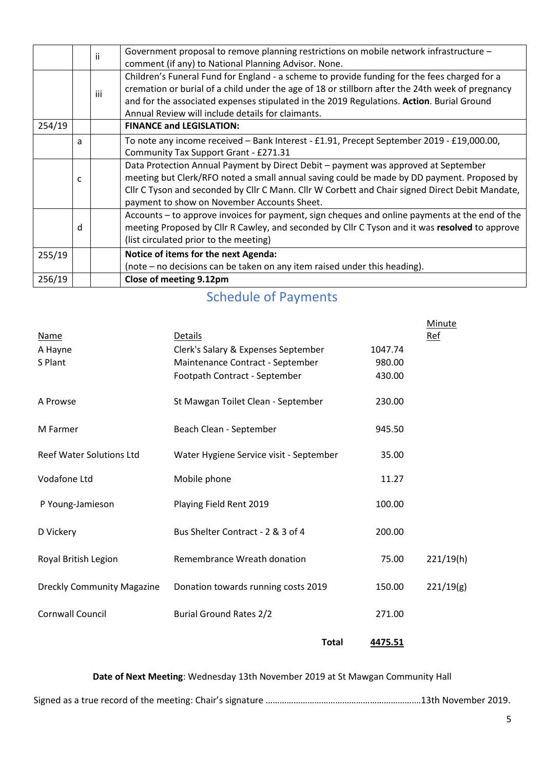| | | | |
|---|---|---|---|
| | | ii | Government proposal to remove planning restrictions on mobile network infrastructure – comment (if any) to National Planning Advisor. None. |
| | | iii | Children's Funeral Fund for England - a scheme to provide funding for the fees charged for a cremation or burial of a child under the age of 18 or stillborn after the 24th week of pregnancy and for the associated expenses stipulated in the 2019 Regulations. **Action**. Burial Ground Annual Review will include details for claimants. |
| 254/19 | | | **FINANCE and LEGISLATION:** |
| | a | | To note any income received – Bank Interest - £1.91, Precept September 2019 - £19,000.00, Community Tax Support Grant - £271.31 |
| | c | | Data Protection Annual Payment by Direct Debit – payment was approved at September meeting but Clerk/RFO noted a small annual saving could be made by DD payment. Proposed by Cllr C Tyson and seconded by Cllr C Mann. Cllr W Corbett and Chair signed Direct Debit Mandate, payment to show on November Accounts Sheet. |
| | d | | Accounts – to approve invoices for payment, sign cheques and online payments at the end of the meeting Proposed by Cllr R Cawley, and seconded by Cllr C Tyson and it was **resolved** to approve (list circulated prior to the meeting) |
| 255/19 | | | **Notice of items for the next Agenda:** (note – no decisions can be taken on any item raised under this heading). |
| 256/19 | | | **Close of meeting 9.12pm** |

## Schedule of Payments

| Name | Details | | Minute Ref |
|---|---|---|---|
| A Hayne | Clerk's Salary & Expenses September | 1047.74 | |
| S Plant | Maintenance Contract - September | 980.00 | |
| | Footpath Contract - September | 430.00 | |
| A Prowse | St Mawgan Toilet Clean - September | 230.00 | |
| M Farmer | Beach Clean - September | 945.50 | |
| Reef Water Solutions Ltd | Water Hygiene Service visit - September | 35.00 | |
| Vodafone Ltd | Mobile phone | 11.27 | |
| P Young-Jamieson | Playing Field Rent 2019 | 100.00 | |
| D Vickery | Bus Shelter Contract - 2 & 3 of 4 | 200.00 | |
| Royal British Legion | Remembrance Wreath donation | 75.00 | 221/19(h) |
| Dreckly Community Magazine | Donation towards running costs 2019 | 150.00 | 221/19(g) |
| Cornwall Council | Burial Ground Rates 2/2 | 271.00 | |
| | **Total** | **4475.51** | |

**Date of Next Meeting**: Wednesday 13th November 2019 at St Mawgan Community Hall

Signed as a true record of the meeting: Chair's signature …………………………………………………………13th November 2019.